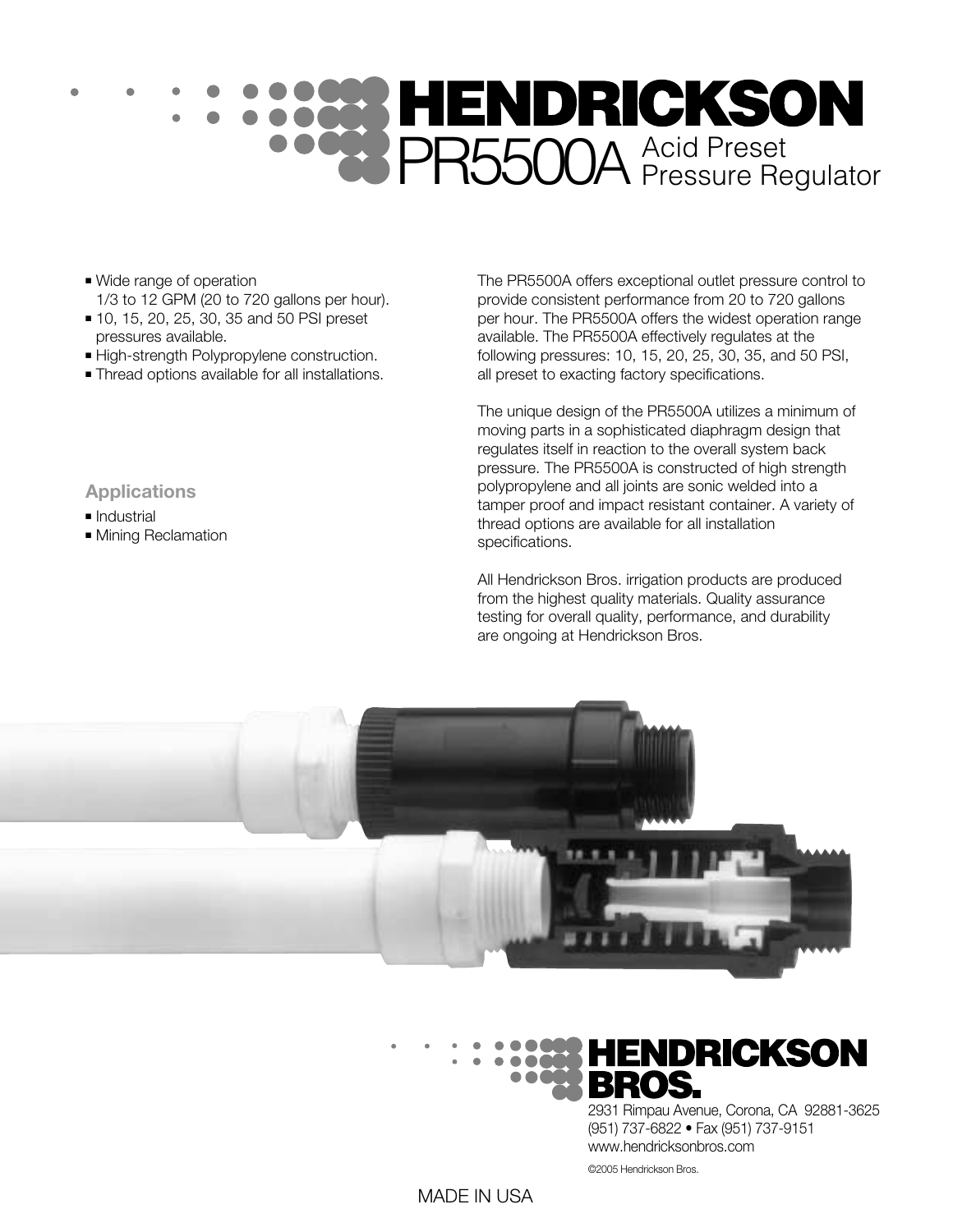# HENDRICKSON

## PR5500A Acid Preset Pressure Regulator

- Wide range of operation 1/3 to 12 GPM (20 to 720 gallons per hour).
- 10, 15, 20, 25, 30, 35 and 50 PSI preset pressures available.
- High-strength Polypropylene construction.
- Thread options available for all installations.

### Applications

- Industrial
- Mining Reclamation

The PR5500A offers exceptional outlet pressure control to provide consistent performance from 20 to 720 gallons per hour. The PR5500A offers the widest operation range available. The PR5500A effectively regulates at the following pressures: 10, 15, 20, 25, 30, 35, and 50 PSI, all preset to exacting factory specifications.

The unique design of the PR5500A utilizes a minimum of moving parts in a sophisticated diaphragm design that regulates itself in reaction to the overall system back pressure. The PR5500A is constructed of high strength polypropylene and all joints are sonic welded into a tamper proof and impact resistant container. A variety of thread options are available for all installation specifications.

All Hendrickson Bros. irrigation products are produced from the highest quality materials. Quality assurance testing for overall quality, performance, and durability are ongoing at Hendrickson Bros.

**HENDRICKSON BROS.**

2931 Rimpau Avenue, Corona, CA 92881-3625
(951) 737-6822 • Fax (951) 737-9151
www.hendricksonbros.com

©2005 Hendrickson Bros.

MADE IN USA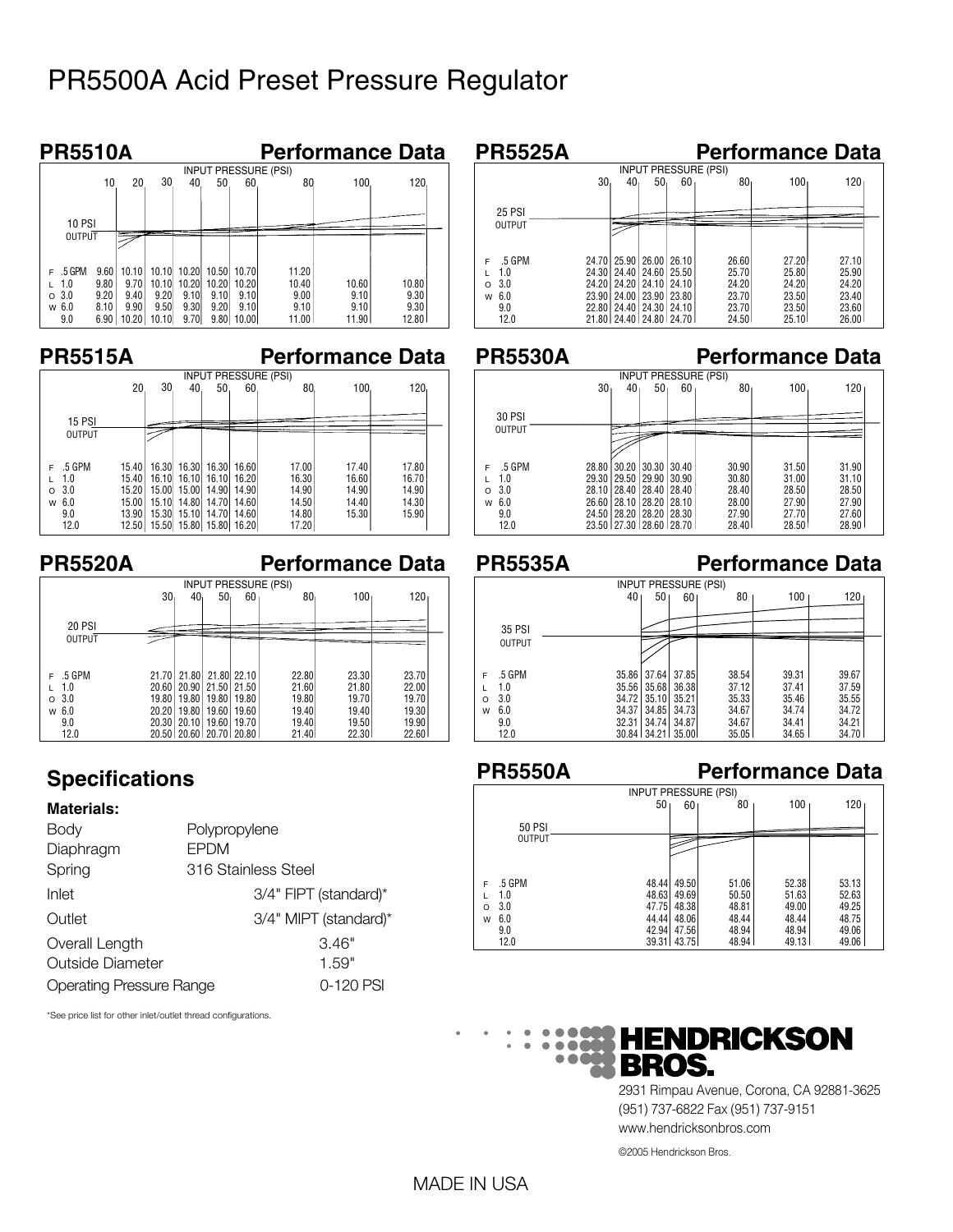# PR5500A Acid Preset Pressure Regulator

## PR5510A Performance Data

INPUT PRESSURE (PSI)

10 PSI OUTPUT

| FLOW | 10 | 20 | 30 | 40 | 50 | 60 | 80 | 100 | 120 |
|---|---|---|---|---|---|---|---|---|---|
| .5 GPM | 9.60 | 10.10 | 10.10 | 10.20 | 10.50 | 10.70 | 11.20 | | |
| 1.0 | 9.80 | 9.70 | 10.10 | 10.20 | 10.20 | 10.20 | 10.40 | 10.60 | 10.80 |
| 3.0 | 9.20 | 9.40 | 9.20 | 9.10 | 9.10 | 9.10 | 9.00 | 9.10 | 9.30 |
| 6.0 | 8.10 | 9.90 | 9.50 | 9.30 | 9.20 | 9.10 | 9.10 | 9.10 | 9.30 |
| 9.0 | 6.90 | 10.20 | 10.10 | 9.70 | 9.80 | 10.00 | 11.00 | 11.90 | 12.80 |

## PR5515A Performance Data

INPUT PRESSURE (PSI)

15 PSI OUTPUT

| FLOW | 20 | 30 | 40 | 50 | 60 | 80 | 100 | 120 |
|---|---|---|---|---|---|---|---|---|
| .5 GPM | 15.40 | 16.30 | 16.30 | 16.30 | 16.60 | 17.00 | 17.40 | 17.80 |
| 1.0 | 15.40 | 16.10 | 16.10 | 16.10 | 16.20 | 16.30 | 16.60 | 16.70 |
| 3.0 | 15.20 | 15.00 | 15.00 | 14.90 | 14.90 | 14.90 | 14.90 | 14.90 |
| 6.0 | 15.00 | 15.10 | 14.80 | 14.70 | 14.60 | 14.50 | 14.40 | 14.30 |
| 9.0 | 13.90 | 15.30 | 15.10 | 14.70 | 14.60 | 14.80 | 15.30 | 15.90 |
| 12.0 | 12.50 | 15.50 | 15.80 | 15.80 | 16.20 | 17.20 | | |

## PR5520A Performance Data

INPUT PRESSURE (PSI)

20 PSI OUTPUT

| FLOW | 30 | 40 | 50 | 60 | 80 | 100 | 120 |
|---|---|---|---|---|---|---|---|
| .5 GPM | 21.70 | 21.80 | 21.80 | 22.10 | 22.80 | 23.30 | 23.70 |
| 1.0 | 20.60 | 20.90 | 21.50 | 21.50 | 21.60 | 21.80 | 22.00 |
| 3.0 | 19.80 | 19.80 | 19.80 | 19.80 | 19.80 | 19.70 | 19.70 |
| 6.0 | 20.20 | 19.80 | 19.60 | 19.60 | 19.40 | 19.40 | 19.30 |
| 9.0 | 20.30 | 20.10 | 19.60 | 19.70 | 19.40 | 19.50 | 19.90 |
| 12.0 | 20.50 | 20.60 | 20.70 | 20.80 | 21.40 | 22.30 | 22.60 |

## PR5525A Performance Data

INPUT PRESSURE (PSI)

25 PSI OUTPUT

| FLOW | 30 | 40 | 50 | 60 | 80 | 100 | 120 |
|---|---|---|---|---|---|---|---|
| .5 GPM | 24.70 | 25.90 | 26.00 | 26.10 | 26.60 | 27.20 | 27.10 |
| 1.0 | 24.30 | 24.40 | 24.60 | 25.50 | 25.70 | 25.80 | 25.90 |
| 3.0 | 24.20 | 24.20 | 24.10 | 24.10 | 24.20 | 24.20 | 24.20 |
| 6.0 | 23.90 | 24.00 | 23.90 | 23.80 | 23.70 | 23.50 | 23.40 |
| 9.0 | 22.80 | 24.40 | 24.30 | 24.10 | 23.70 | 23.50 | 23.60 |
| 12.0 | 21.80 | 24.40 | 24.80 | 24.70 | 24.50 | 25.10 | 26.00 |

## PR5530A Performance Data

INPUT PRESSURE (PSI)

30 PSI OUTPUT

| FLOW | 30 | 40 | 50 | 60 | 80 | 100 | 120 |
|---|---|---|---|---|---|---|---|
| .5 GPM | 28.80 | 30.20 | 30.30 | 30.40 | 30.90 | 31.50 | 31.90 |
| 1.0 | 29.30 | 29.50 | 29.90 | 30.90 | 30.80 | 31.00 | 31.10 |
| 3.0 | 28.10 | 28.40 | 28.40 | 28.40 | 28.40 | 28.50 | 28.50 |
| 6.0 | 26.60 | 28.10 | 28.20 | 28.10 | 28.00 | 27.90 | 27.90 |
| 9.0 | 24.50 | 28.20 | 28.20 | 28.30 | 27.90 | 27.70 | 27.60 |
| 12.0 | 23.50 | 27.30 | 28.60 | 28.70 | 28.40 | 28.50 | 28.90 |

## PR5535A Performance Data

INPUT PRESSURE (PSI)

35 PSI OUTPUT

| FLOW | 40 | 50 | 60 | 80 | 100 | 120 |
|---|---|---|---|---|---|---|
| .5 GPM | 35.86 | 37.64 | 37.85 | 38.54 | 39.31 | 39.67 |
| 1.0 | 35.56 | 35.68 | 36.38 | 37.12 | 37.41 | 37.59 |
| 3.0 | 34.72 | 35.10 | 35.21 | 35.33 | 35.46 | 35.55 |
| 6.0 | 34.37 | 34.85 | 34.73 | 34.67 | 34.74 | 34.72 |
| 9.0 | 32.31 | 34.74 | 34.87 | 34.67 | 34.41 | 34.21 |
| 12.0 | 30.84 | 34.21 | 35.00 | 35.05 | 34.65 | 34.70 |

## PR5550A Performance Data

INPUT PRESSURE (PSI)

50 PSI OUTPUT

| FLOW | 50 | 60 | 80 | 100 | 120 |
|---|---|---|---|---|---|
| .5 GPM | 48.44 | 49.50 | 51.06 | 52.38 | 53.13 |
| 1.0 | 48.63 | 49.69 | 50.50 | 51.63 | 52.63 |
| 3.0 | 47.75 | 48.38 | 48.81 | 49.00 | 49.25 |
| 6.0 | 44.44 | 48.06 | 48.44 | 48.44 | 48.75 |
| 9.0 | 42.94 | 47.56 | 48.94 | 48.94 | 49.06 |
| 12.0 | 39.31 | 43.75 | 48.94 | 49.13 | 49.06 |

## Specifications

**Materials:**

| | |
|---|---|
| Body | Polypropylene |
| Diaphragm | EPDM |
| Spring | 316 Stainless Steel |
| Inlet | 3/4" FIPT (standard)* |
| Outlet | 3/4" MIPT (standard)* |
| Overall Length | 3.46" |
| Outside Diameter | 1.59" |
| Operating Pressure Range | 0-120 PSI |

*See price list for other inlet/outlet thread configurations.

**HENDRICKSON BROS.**

2931 Rimpau Avenue, Corona, CA 92881-3625
(951) 737-6822 Fax (951) 737-9151
www.hendricksonbros.com

©2005 Hendrickson Bros.

MADE IN USA